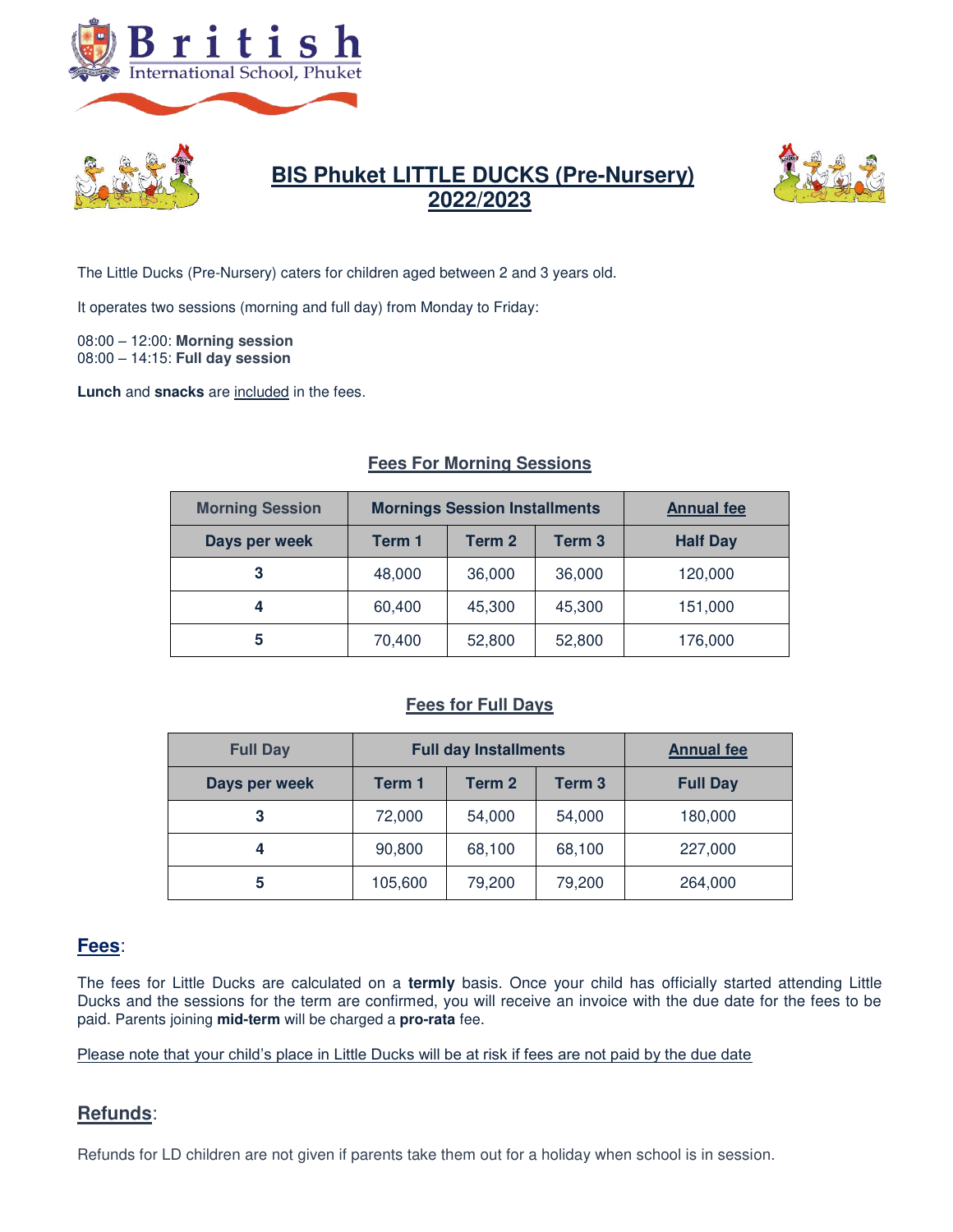British International School, Phuket

# BIS Phuket LITTLE DUCKS (Pre-Nursery) 2022/2023

The Little Ducks (Pre-Nursery) caters for children aged between 2 and 3 years old.

It operates two sessions (morning and full day) from Monday to Friday:

08:00 – 12:00: **Morning session**
08:00 – 14:15: **Full day session**

**Lunch** and **snacks** are included in the fees.

## Fees For Morning Sessions

| Morning Session | Mornings Session Installments | | | Annual fee |
|---|---|---|---|---|
| **Days per week** | **Term 1** | **Term 2** | **Term 3** | **Half Day** |
| **3** | 48,000 | 36,000 | 36,000 | 120,000 |
| **4** | 60,400 | 45,300 | 45,300 | 151,000 |
| **5** | 70,400 | 52,800 | 52,800 | 176,000 |

## Fees for Full Days

| Full Day | Full day Installments | | | Annual fee |
|---|---|---|---|---|
| **Days per week** | **Term 1** | **Term 2** | **Term 3** | **Full Day** |
| **3** | 72,000 | 54,000 | 54,000 | 180,000 |
| **4** | 90,800 | 68,100 | 68,100 | 227,000 |
| **5** | 105,600 | 79,200 | 79,200 | 264,000 |

## Fees:

The fees for Little Ducks are calculated on a **termly** basis. Once your child has officially started attending Little Ducks and the sessions for the term are confirmed, you will receive an invoice with the due date for the fees to be paid. Parents joining **mid-term** will be charged a **pro-rata** fee.

Please note that your child's place in Little Ducks will be at risk if fees are not paid by the due date

## Refunds:

Refunds for LD children are not given if parents take them out for a holiday when school is in session.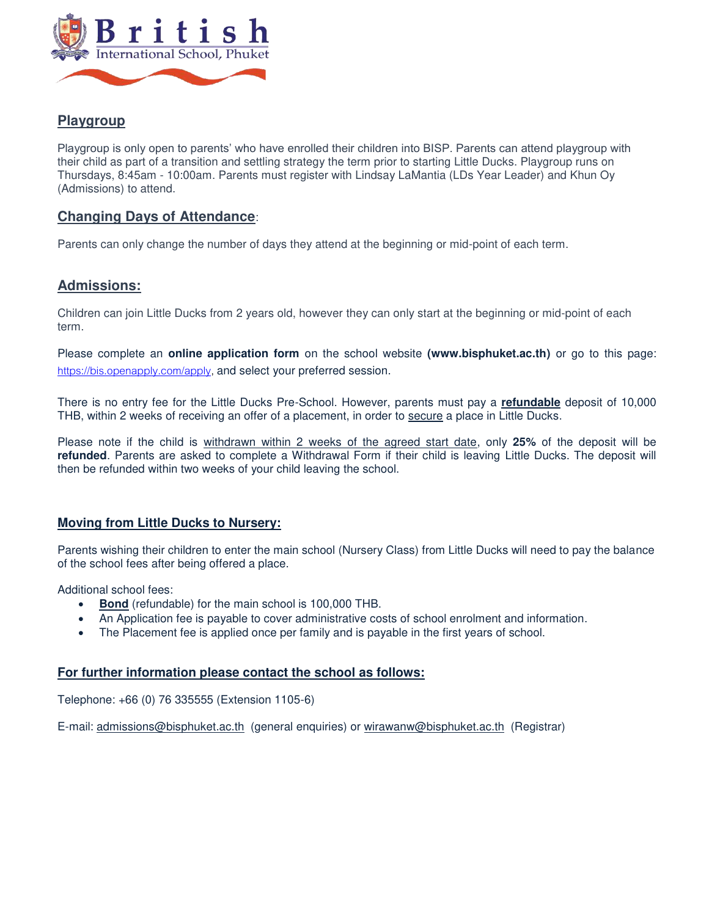## Playgroup

Playgroup is only open to parents' who have enrolled their children into BISP. Parents can attend playgroup with their child as part of a transition and settling strategy the term prior to starting Little Ducks. Playgroup runs on Thursdays, 8:45am - 10:00am. Parents must register with Lindsay LaMantia (LDs Year Leader) and Khun Oy (Admissions) to attend.

## Changing Days of Attendance:

Parents can only change the number of days they attend at the beginning or mid-point of each term.

## Admissions:

Children can join Little Ducks from 2 years old, however they can only start at the beginning or mid-point of each term.

Please complete an **online application form** on the school website **(www.bisphuket.ac.th)** or go to this page: https://bis.openapply.com/apply, and select your preferred session.

There is no entry fee for the Little Ducks Pre-School. However, parents must pay a **refundable** deposit of 10,000 THB, within 2 weeks of receiving an offer of a placement, in order to secure a place in Little Ducks.

Please note if the child is withdrawn within 2 weeks of the agreed start date, only **25%** of the deposit will be **refunded**. Parents are asked to complete a Withdrawal Form if their child is leaving Little Ducks. The deposit will then be refunded within two weeks of your child leaving the school.

### Moving from Little Ducks to Nursery:

Parents wishing their children to enter the main school (Nursery Class) from Little Ducks will need to pay the balance of the school fees after being offered a place.

Additional school fees:

- **Bond** (refundable) for the main school is 100,000 THB.
- An Application fee is payable to cover administrative costs of school enrolment and information.
- The Placement fee is applied once per family and is payable in the first years of school.

### For further information please contact the school as follows:

Telephone: +66 (0) 76 335555 (Extension 1105-6)

E-mail: admissions@bisphuket.ac.th (general enquiries) or wirawanw@bisphuket.ac.th (Registrar)